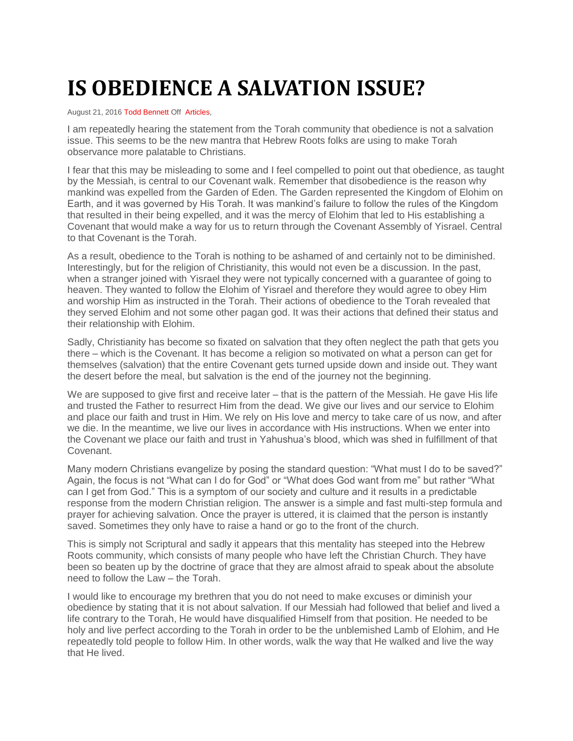# IS OBEDIENCE A SALVATION ISSUE?

August 21, 2016 Todd Bennett Off Articles,

I am repeatedly hearing the statement from the Torah community that obedience is not a salvation issue. This seems to be the new mantra that Hebrew Roots folks are using to make Torah observance more palatable to Christians.

I fear that this may be misleading to some and I feel compelled to point out that obedience, as taught by the Messiah, is central to our Covenant walk. Remember that disobedience is the reason why mankind was expelled from the Garden of Eden. The Garden represented the Kingdom of Elohim on Earth, and it was governed by His Torah. It was mankind's failure to follow the rules of the Kingdom that resulted in their being expelled, and it was the mercy of Elohim that led to His establishing a Covenant that would make a way for us to return through the Covenant Assembly of Yisrael. Central to that Covenant is the Torah.

As a result, obedience to the Torah is nothing to be ashamed of and certainly not to be diminished. Interestingly, but for the religion of Christianity, this would not even be a discussion. In the past, when a stranger joined with Yisrael they were not typically concerned with a guarantee of going to heaven. They wanted to follow the Elohim of Yisrael and therefore they would agree to obey Him and worship Him as instructed in the Torah. Their actions of obedience to the Torah revealed that they served Elohim and not some other pagan god. It was their actions that defined their status and their relationship with Elohim.

Sadly, Christianity has become so fixated on salvation that they often neglect the path that gets you there – which is the Covenant. It has become a religion so motivated on what a person can get for themselves (salvation) that the entire Covenant gets turned upside down and inside out. They want the desert before the meal, but salvation is the end of the journey not the beginning.

We are supposed to give first and receive later – that is the pattern of the Messiah. He gave His life and trusted the Father to resurrect Him from the dead. We give our lives and our service to Elohim and place our faith and trust in Him. We rely on His love and mercy to take care of us now, and after we die. In the meantime, we live our lives in accordance with His instructions. When we enter into the Covenant we place our faith and trust in Yahushua's blood, which was shed in fulfillment of that Covenant.

Many modern Christians evangelize by posing the standard question: "What must I do to be saved?" Again, the focus is not "What can I do for God" or "What does God want from me" but rather "What can I get from God." This is a symptom of our society and culture and it results in a predictable response from the modern Christian religion. The answer is a simple and fast multi-step formula and prayer for achieving salvation. Once the prayer is uttered, it is claimed that the person is instantly saved. Sometimes they only have to raise a hand or go to the front of the church.

This is simply not Scriptural and sadly it appears that this mentality has steeped into the Hebrew Roots community, which consists of many people who have left the Christian Church. They have been so beaten up by the doctrine of grace that they are almost afraid to speak about the absolute need to follow the Law – the Torah.

I would like to encourage my brethren that you do not need to make excuses or diminish your obedience by stating that it is not about salvation. If our Messiah had followed that belief and lived a life contrary to the Torah, He would have disqualified Himself from that position. He needed to be holy and live perfect according to the Torah in order to be the unblemished Lamb of Elohim, and He repeatedly told people to follow Him. In other words, walk the way that He walked and live the way that He lived.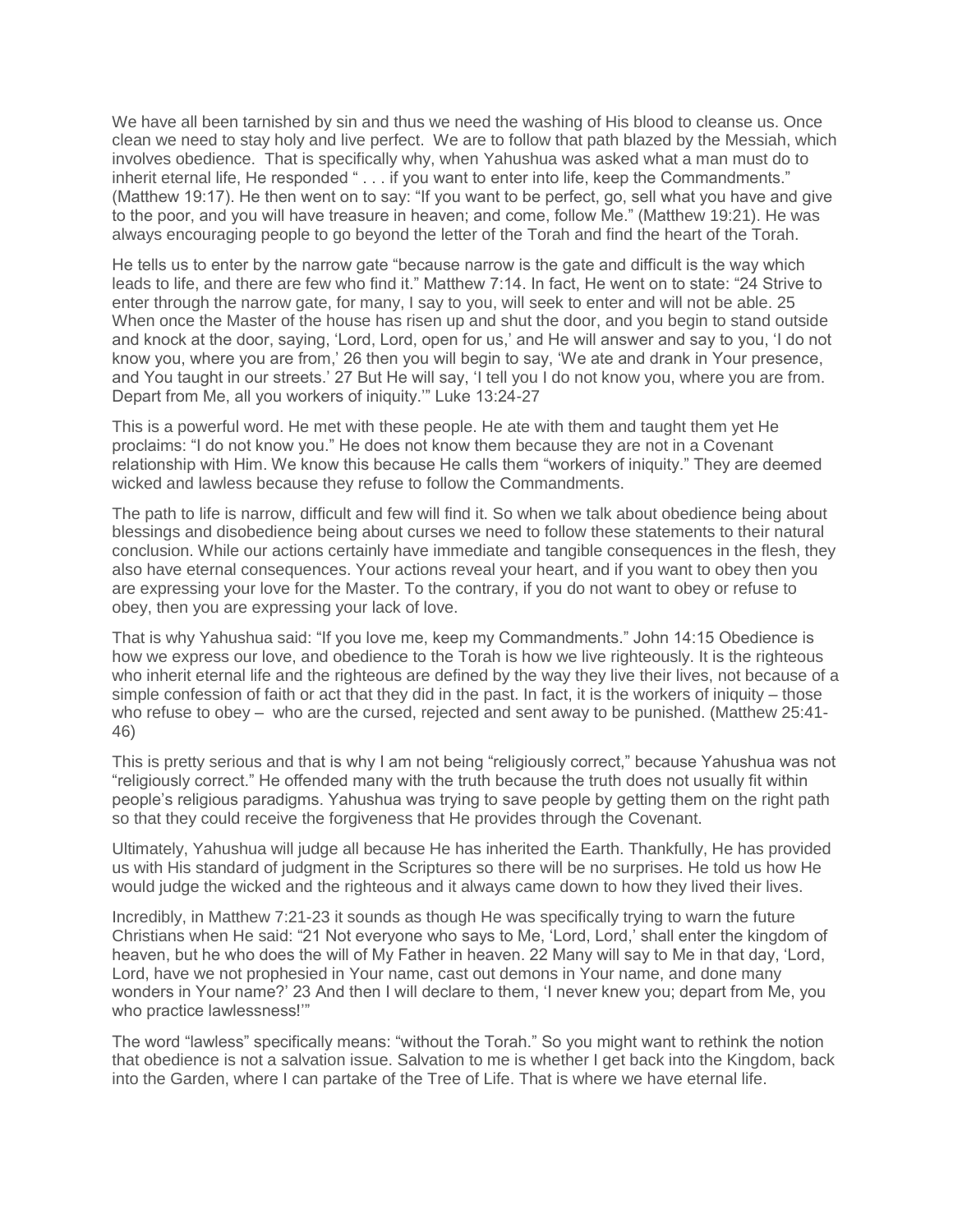We have all been tarnished by sin and thus we need the washing of His blood to cleanse us. Once clean we need to stay holy and live perfect. We are to follow that path blazed by the Messiah, which involves obedience. That is specifically why, when Yahushua was asked what a man must do to inherit eternal life, He responded " . . . if you want to enter into life, keep the Commandments." (Matthew 19:17). He then went on to say: "If you want to be perfect, go, sell what you have and give to the poor, and you will have treasure in heaven; and come, follow Me." (Matthew 19:21). He was always encouraging people to go beyond the letter of the Torah and find the heart of the Torah.

He tells us to enter by the narrow gate "because narrow is the gate and difficult is the way which leads to life, and there are few who find it." Matthew 7:14. In fact, He went on to state: "24 Strive to enter through the narrow gate, for many, I say to you, will seek to enter and will not be able. 25 When once the Master of the house has risen up and shut the door, and you begin to stand outside and knock at the door, saying, 'Lord, Lord, open for us,' and He will answer and say to you, 'I do not know you, where you are from,' 26 then you will begin to say, 'We ate and drank in Your presence, and You taught in our streets.' 27 But He will say, 'I tell you I do not know you, where you are from. Depart from Me, all you workers of iniquity.'" Luke 13:24-27

This is a powerful word. He met with these people. He ate with them and taught them yet He proclaims: "I do not know you." He does not know them because they are not in a Covenant relationship with Him. We know this because He calls them "workers of iniquity." They are deemed wicked and lawless because they refuse to follow the Commandments.

The path to life is narrow, difficult and few will find it. So when we talk about obedience being about blessings and disobedience being about curses we need to follow these statements to their natural conclusion. While our actions certainly have immediate and tangible consequences in the flesh, they also have eternal consequences. Your actions reveal your heart, and if you want to obey then you are expressing your love for the Master. To the contrary, if you do not want to obey or refuse to obey, then you are expressing your lack of love.

That is why Yahushua said: "If you love me, keep my Commandments." John 14:15 Obedience is how we express our love, and obedience to the Torah is how we live righteously. It is the righteous who inherit eternal life and the righteous are defined by the way they live their lives, not because of a simple confession of faith or act that they did in the past. In fact, it is the workers of iniquity – those who refuse to obey – who are the cursed, rejected and sent away to be punished. (Matthew 25:41-46)

This is pretty serious and that is why I am not being "religiously correct," because Yahushua was not "religiously correct." He offended many with the truth because the truth does not usually fit within people's religious paradigms. Yahushua was trying to save people by getting them on the right path so that they could receive the forgiveness that He provides through the Covenant.

Ultimately, Yahushua will judge all because He has inherited the Earth. Thankfully, He has provided us with His standard of judgment in the Scriptures so there will be no surprises. He told us how He would judge the wicked and the righteous and it always came down to how they lived their lives.

Incredibly, in Matthew 7:21-23 it sounds as though He was specifically trying to warn the future Christians when He said: "21 Not everyone who says to Me, 'Lord, Lord,' shall enter the kingdom of heaven, but he who does the will of My Father in heaven. 22 Many will say to Me in that day, 'Lord, Lord, have we not prophesied in Your name, cast out demons in Your name, and done many wonders in Your name?' 23 And then I will declare to them, 'I never knew you; depart from Me, you who practice lawlessness!'"

The word "lawless" specifically means: "without the Torah." So you might want to rethink the notion that obedience is not a salvation issue. Salvation to me is whether I get back into the Kingdom, back into the Garden, where I can partake of the Tree of Life. That is where we have eternal life.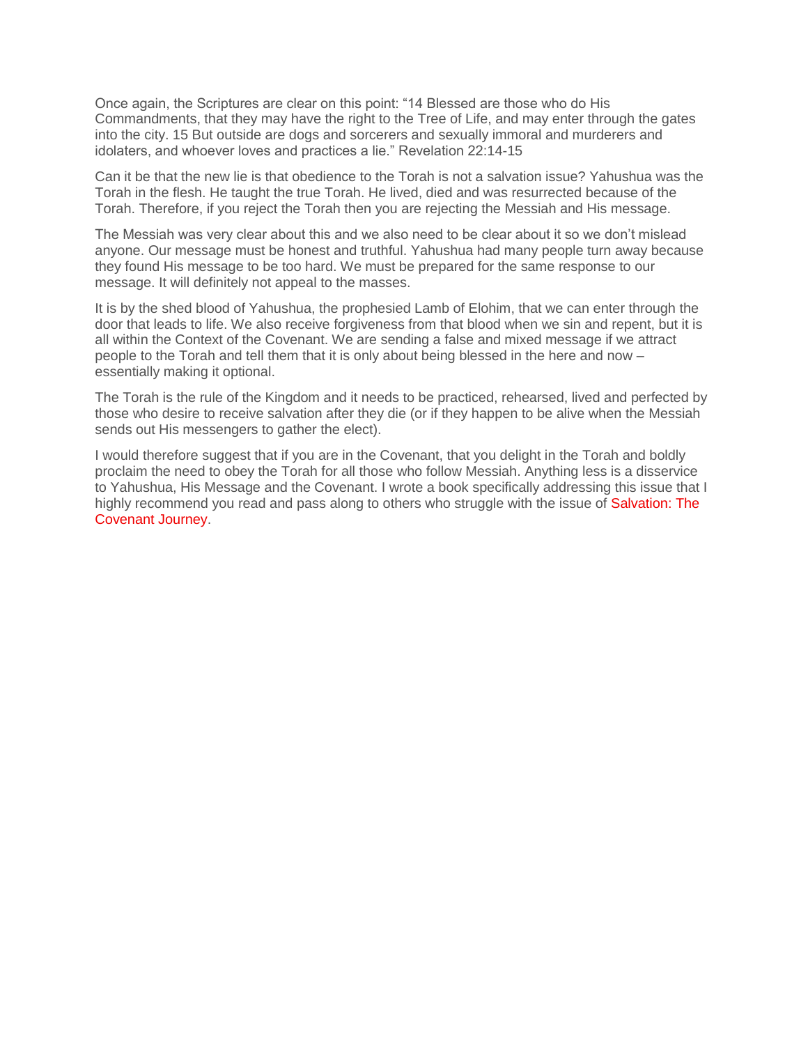Once again, the Scriptures are clear on this point: "14 Blessed are those who do His Commandments, that they may have the right to the Tree of Life, and may enter through the gates into the city. 15 But outside are dogs and sorcerers and sexually immoral and murderers and idolaters, and whoever loves and practices a lie." Revelation 22:14-15

Can it be that the new lie is that obedience to the Torah is not a salvation issue? Yahushua was the Torah in the flesh. He taught the true Torah. He lived, died and was resurrected because of the Torah. Therefore, if you reject the Torah then you are rejecting the Messiah and His message.

The Messiah was very clear about this and we also need to be clear about it so we don't mislead anyone. Our message must be honest and truthful. Yahushua had many people turn away because they found His message to be too hard. We must be prepared for the same response to our message. It will definitely not appeal to the masses.

It is by the shed blood of Yahushua, the prophesied Lamb of Elohim, that we can enter through the door that leads to life. We also receive forgiveness from that blood when we sin and repent, but it is all within the Context of the Covenant. We are sending a false and mixed message if we attract people to the Torah and tell them that it is only about being blessed in the here and now – essentially making it optional.

The Torah is the rule of the Kingdom and it needs to be practiced, rehearsed, lived and perfected by those who desire to receive salvation after they die (or if they happen to be alive when the Messiah sends out His messengers to gather the elect).

I would therefore suggest that if you are in the Covenant, that you delight in the Torah and boldly proclaim the need to obey the Torah for all those who follow Messiah. Anything less is a disservice to Yahushua, His Message and the Covenant. I wrote a book specifically addressing this issue that I highly recommend you read and pass along to others who struggle with the issue of Salvation: The Covenant Journey.